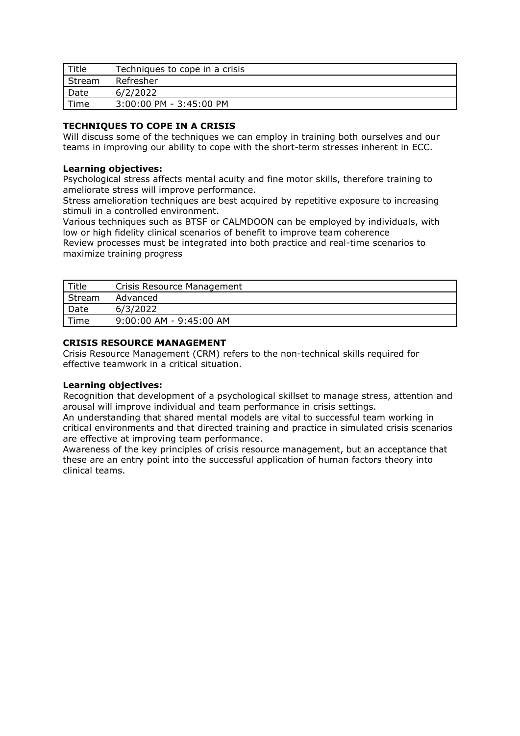| Title | Techniques to cope in a crisis |
| --- | --- |
| Stream | Refresher |
| Date | 6/2/2022 |
| Time | 3:00:00 PM - 3:45:00 PM |

**TECHNIQUES TO COPE IN A CRISIS**
Will discuss some of the techniques we can employ in training both ourselves and our teams in improving our ability to cope with the short-term stresses inherent in ECC.

**Learning objectives:**
Psychological stress affects mental acuity and fine motor skills, therefore training to ameliorate stress will improve performance.
Stress amelioration techniques are best acquired by repetitive exposure to increasing stimuli in a controlled environment.
Various techniques such as BTSF or CALMDOON can be employed by individuals, with low or high fidelity clinical scenarios of benefit to improve team coherence
Review processes must be integrated into both practice and real-time scenarios to maximize training progress

| Title | Crisis Resource Management |
| --- | --- |
| Stream | Advanced |
| Date | 6/3/2022 |
| Time | 9:00:00 AM - 9:45:00 AM |

**CRISIS RESOURCE MANAGEMENT**
Crisis Resource Management (CRM) refers to the non-technical skills required for effective teamwork in a critical situation.

**Learning objectives:**
Recognition that development of a psychological skillset to manage stress, attention and arousal will improve individual and team performance in crisis settings.
An understanding that shared mental models are vital to successful team working in critical environments and that directed training and practice in simulated crisis scenarios are effective at improving team performance.
Awareness of the key principles of crisis resource management, but an acceptance that these are an entry point into the successful application of human factors theory into clinical teams.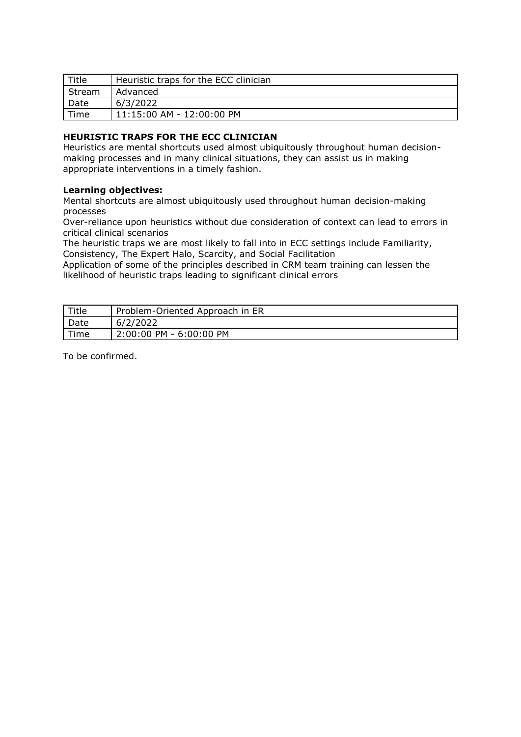| | |
|---|---|
| Title | Heuristic traps for the ECC clinician |
| Stream | Advanced |
| Date | 6/3/2022 |
| Time | 11:15:00 AM - 12:00:00 PM |

**HEURISTIC TRAPS FOR THE ECC CLINICIAN**

Heuristics are mental shortcuts used almost ubiquitously throughout human decision-making processes and in many clinical situations, they can assist us in making appropriate interventions in a timely fashion.

**Learning objectives:**

Mental shortcuts are almost ubiquitously used throughout human decision-making processes

Over-reliance upon heuristics without due consideration of context can lead to errors in critical clinical scenarios

The heuristic traps we are most likely to fall into in ECC settings include Familiarity, Consistency, The Expert Halo, Scarcity, and Social Facilitation

Application of some of the principles described in CRM team training can lessen the likelihood of heuristic traps leading to significant clinical errors

| | |
|---|---|
| Title | Problem-Oriented Approach in ER |
| Date | 6/2/2022 |
| Time | 2:00:00 PM - 6:00:00 PM |

To be confirmed.